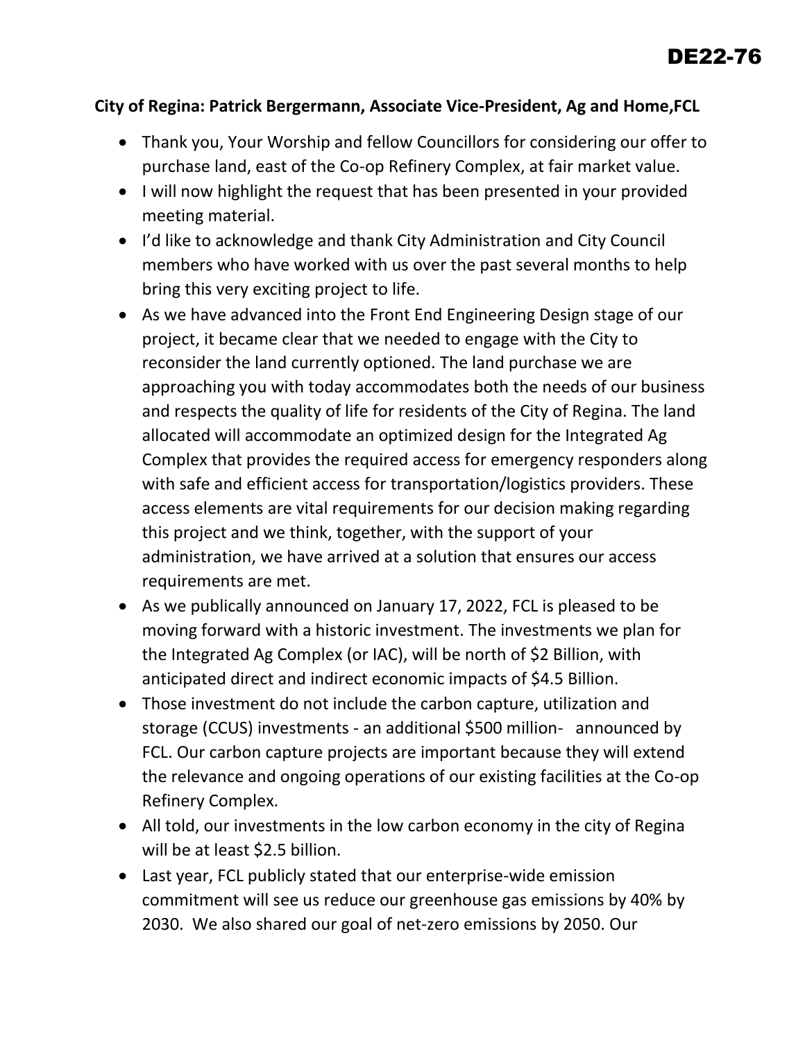DE22-76

**City of Regina: Patrick Bergermann, Associate Vice-President, Ag and Home,FCL**

- Thank you, Your Worship and fellow Councillors for considering our offer to purchase land, east of the Co-op Refinery Complex, at fair market value.
- I will now highlight the request that has been presented in your provided meeting material.
- I'd like to acknowledge and thank City Administration and City Council members who have worked with us over the past several months to help bring this very exciting project to life.
- As we have advanced into the Front End Engineering Design stage of our project, it became clear that we needed to engage with the City to reconsider the land currently optioned. The land purchase we are approaching you with today accommodates both the needs of our business and respects the quality of life for residents of the City of Regina. The land allocated will accommodate an optimized design for the Integrated Ag Complex that provides the required access for emergency responders along with safe and efficient access for transportation/logistics providers. These access elements are vital requirements for our decision making regarding this project and we think, together, with the support of your administration, we have arrived at a solution that ensures our access requirements are met.
- As we publically announced on January 17, 2022, FCL is pleased to be moving forward with a historic investment. The investments we plan for the Integrated Ag Complex (or IAC), will be north of $2 Billion, with anticipated direct and indirect economic impacts of $4.5 Billion.
- Those investment do not include the carbon capture, utilization and storage (CCUS) investments - an additional $500 million- announced by FCL. Our carbon capture projects are important because they will extend the relevance and ongoing operations of our existing facilities at the Co-op Refinery Complex.
- All told, our investments in the low carbon economy in the city of Regina will be at least $2.5 billion.
- Last year, FCL publicly stated that our enterprise-wide emission commitment will see us reduce our greenhouse gas emissions by 40% by 2030. We also shared our goal of net-zero emissions by 2050. Our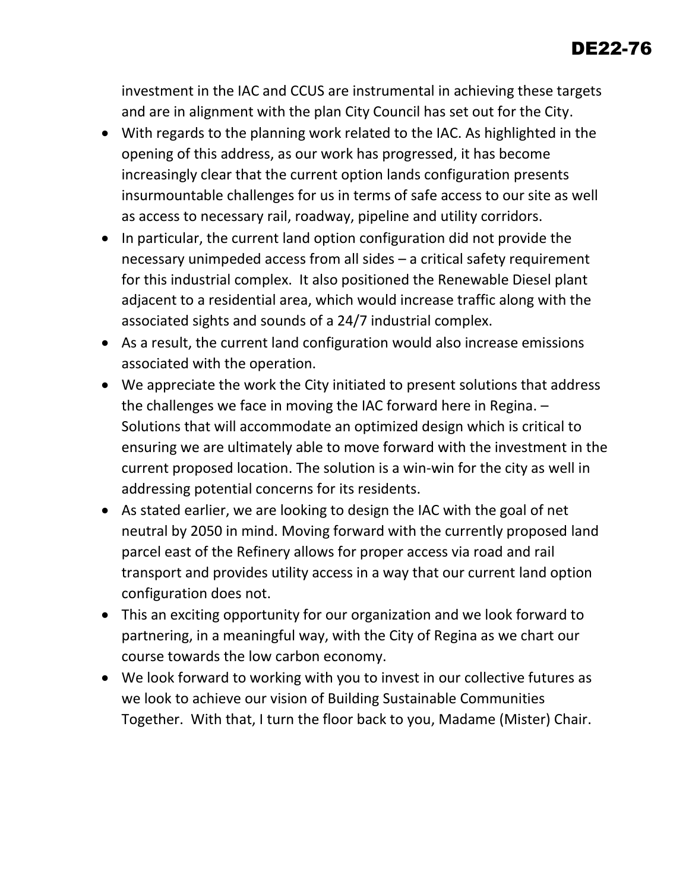investment in the IAC and CCUS are instrumental in achieving these targets and are in alignment with the plan City Council has set out for the City.

- With regards to the planning work related to the IAC. As highlighted in the opening of this address, as our work has progressed, it has become increasingly clear that the current option lands configuration presents insurmountable challenges for us in terms of safe access to our site as well as access to necessary rail, roadway, pipeline and utility corridors.
- In particular, the current land option configuration did not provide the necessary unimpeded access from all sides – a critical safety requirement for this industrial complex. It also positioned the Renewable Diesel plant adjacent to a residential area, which would increase traffic along with the associated sights and sounds of a 24/7 industrial complex.
- As a result, the current land configuration would also increase emissions associated with the operation.
- We appreciate the work the City initiated to present solutions that address the challenges we face in moving the IAC forward here in Regina. – Solutions that will accommodate an optimized design which is critical to ensuring we are ultimately able to move forward with the investment in the current proposed location. The solution is a win-win for the city as well in addressing potential concerns for its residents.
- As stated earlier, we are looking to design the IAC with the goal of net neutral by 2050 in mind. Moving forward with the currently proposed land parcel east of the Refinery allows for proper access via road and rail transport and provides utility access in a way that our current land option configuration does not.
- This an exciting opportunity for our organization and we look forward to partnering, in a meaningful way, with the City of Regina as we chart our course towards the low carbon economy.
- We look forward to working with you to invest in our collective futures as we look to achieve our vision of Building Sustainable Communities Together. With that, I turn the floor back to you, Madame (Mister) Chair.